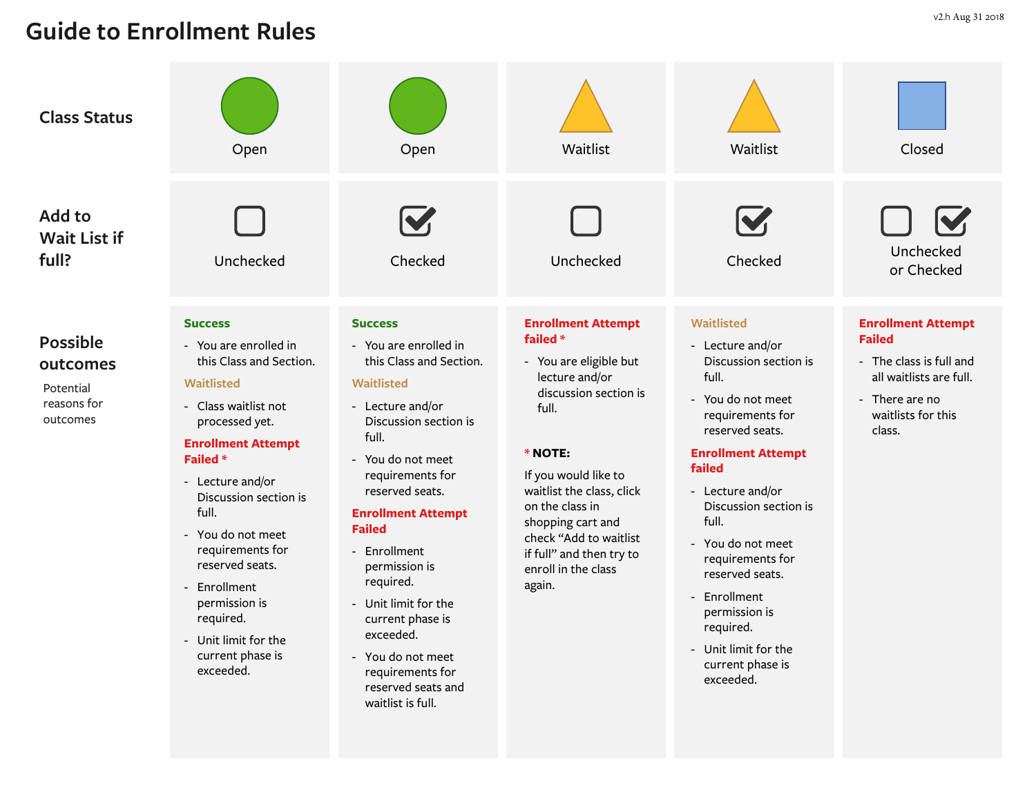v2.h Aug 31 2018

# Guide to Enrollment Rules

| | | | | | |
|---|---|---|---|---|---|
| **Class Status** | Open | Open | Waitlist | Waitlist | Closed |
| **Add to Wait List if full?** | Unchecked | Checked | Unchecked | Checked | Unchecked or Checked |
| **Possible outcomes**<br><br>Potential reasons for outcomes | **Success**<br>- You are enrolled in this Class and Section.<br><br>**Waitlisted**<br>- Class waitlist not processed yet.<br><br>**Enrollment Attempt Failed ***<br>- Lecture and/or Discussion section is full.<br>- You do not meet requirements for reserved seats.<br>- Enrollment permission is required.<br>- Unit limit for the current phase is exceeded. | **Success**<br>- You are enrolled in this Class and Section.<br><br>**Waitlisted**<br>- Lecture and/or Discussion section is full.<br>- You do not meet requirements for reserved seats.<br><br>**Enrollment Attempt Failed**<br>- Enrollment permission is required.<br>- Unit limit for the current phase is exceeded.<br>- You do not meet requirements for reserved seats and waitlist is full. | **Enrollment Attempt failed ***<br>- You are eligible but lecture and/or discussion section is full.<br><br>*** NOTE:**<br>If you would like to waitlist the class, click on the class in shopping cart and check "Add to waitlist if full" and then try to enroll in the class again. | **Waitlisted**<br>- Lecture and/or Discussion section is full.<br>- You do not meet requirements for reserved seats.<br><br>**Enrollment Attempt failed**<br>- Lecture and/or Discussion section is full.<br>- You do not meet requirements for reserved seats.<br>- Enrollment permission is required.<br>- Unit limit for the current phase is exceeded. | **Enrollment Attempt Failed**<br>- The class is full and all waitlists are full.<br>- There are no waitlists for this class. |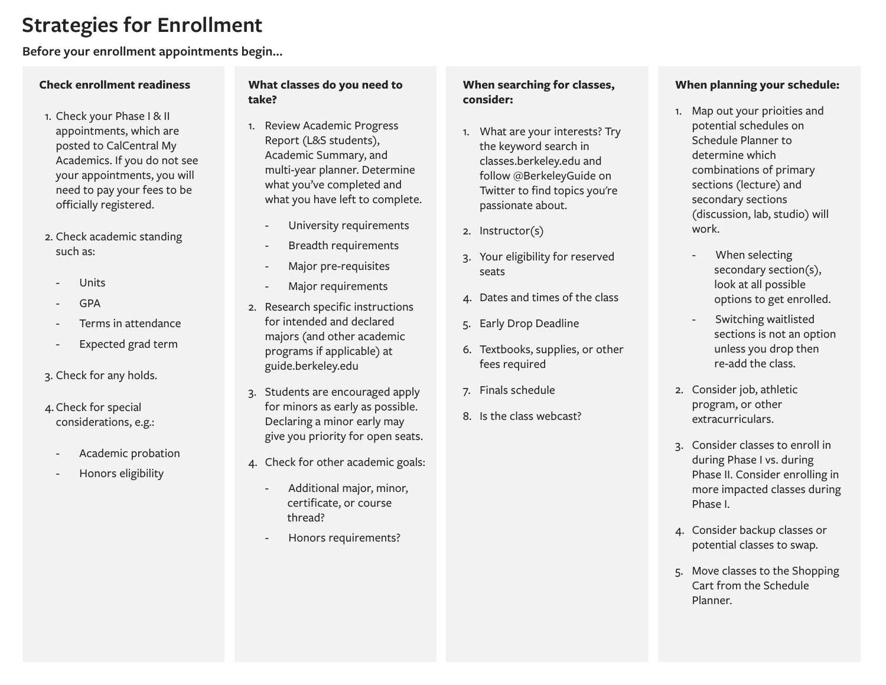# Strategies for Enrollment

**Before your enrollment appointments begin...**

### Check enrollment readiness

1. Check your Phase I & II appointments, which are posted to CalCentral My Academics. If you do not see your appointments, you will need to pay your fees to be officially registered.
2. Check academic standing such as:
    - Units
    - GPA
    - Terms in attendance
    - Expected grad term
3. Check for any holds.
4. Check for special considerations, e.g.:
    - Academic probation
    - Honors eligibility

### What classes do you need to take?

1. Review Academic Progress Report (L&S students), Academic Summary, and multi-year planner. Determine what you've completed and what you have left to complete.
    - University requirements
    - Breadth requirements
    - Major pre-requisites
    - Major requirements
2. Research specific instructions for intended and declared majors (and other academic programs if applicable) at guide.berkeley.edu
3. Students are encouraged apply for minors as early as possible. Declaring a minor early may give you priority for open seats.
4. Check for other academic goals:
    - Additional major, minor, certificate, or course thread?
    - Honors requirements?

### When searching for classes, consider:

1. What are your interests? Try the keyword search in classes.berkeley.edu and follow @BerkeleyGuide on Twitter to find topics you're passionate about.
2. Instructor(s)
3. Your eligibility for reserved seats
4. Dates and times of the class
5. Early Drop Deadline
6. Textbooks, supplies, or other fees required
7. Finals schedule
8. Is the class webcast?

### When planning your schedule:

1. Map out your prioities and potential schedules on Schedule Planner to determine which combinations of primary sections (lecture) and secondary sections (discussion, lab, studio) will work.
    - When selecting secondary section(s), look at all possible options to get enrolled.
    - Switching waitlisted sections is not an option unless you drop then re-add the class.
2. Consider job, athletic program, or other extracurriculars.
3. Consider classes to enroll in during Phase I vs. during Phase II. Consider enrolling in more impacted classes during Phase I.
4. Consider backup classes or potential classes to swap.
5. Move classes to the Shopping Cart from the Schedule Planner.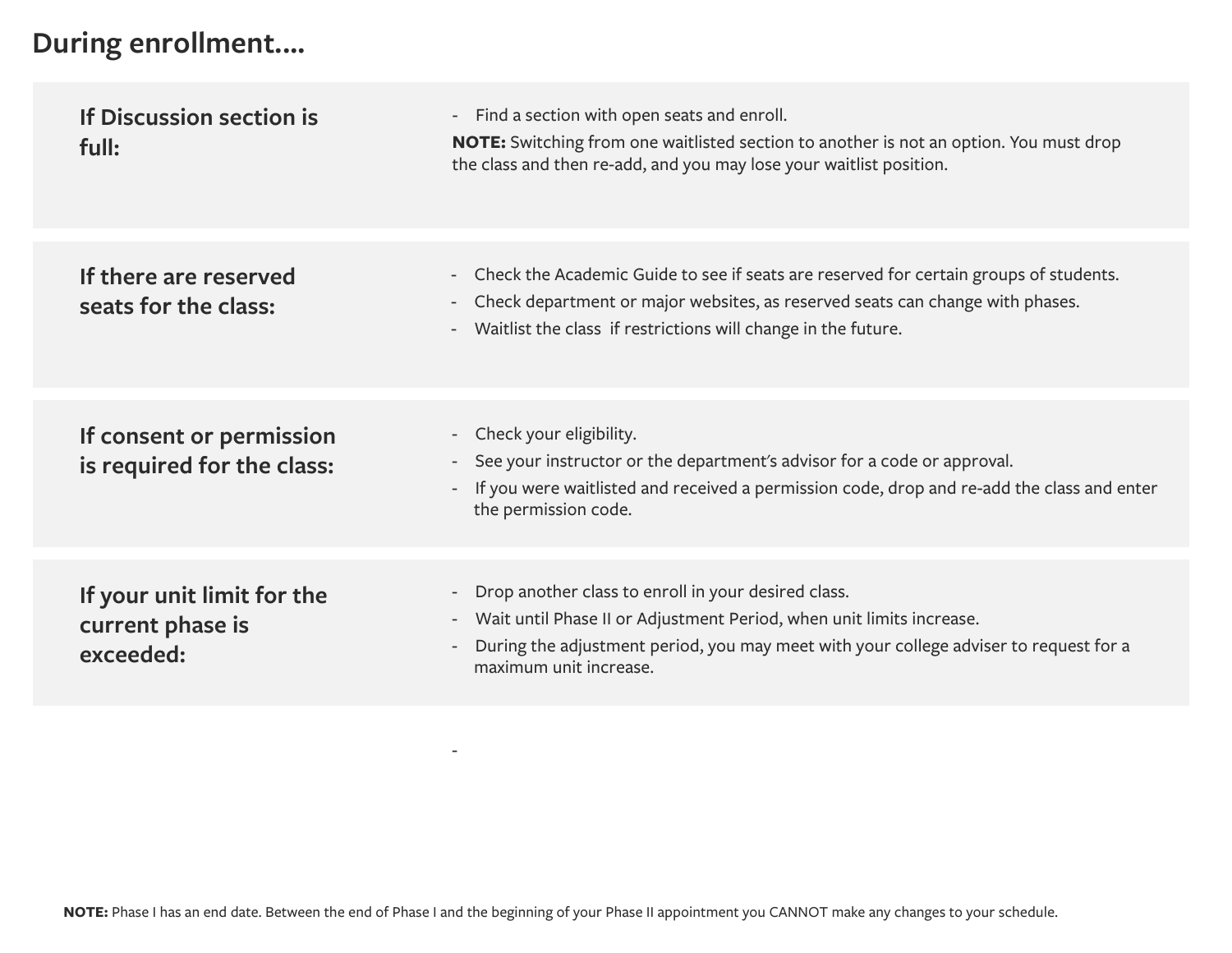## During enrollment....

| | |
|---|---|
| **If Discussion section is full:** | - Find a section with open seats and enroll.<br>**NOTE:** Switching from one waitlisted section to another is not an option. You must drop the class and then re-add, and you may lose your waitlist position. |
| **If there are reserved seats for the class:** | - Check the Academic Guide to see if seats are reserved for certain groups of students.<br>- Check department or major websites, as reserved seats can change with phases.<br>- Waitlist the class if restrictions will change in the future. |
| **If consent or permission is required for the class:** | - Check your eligibility.<br>- See your instructor or the department's advisor for a code or approval.<br>- If you were waitlisted and received a permission code, drop and re-add the class and enter the permission code. |
| **If your unit limit for the current phase is exceeded:** | - Drop another class to enroll in your desired class.<br>- Wait until Phase II or Adjustment Period, when unit limits increase.<br>- During the adjustment period, you may meet with your college adviser to request for a maximum unit increase. |

-

**NOTE:** Phase I has an end date. Between the end of Phase I and the beginning of your Phase II appointment you CANNOT make any changes to your schedule.